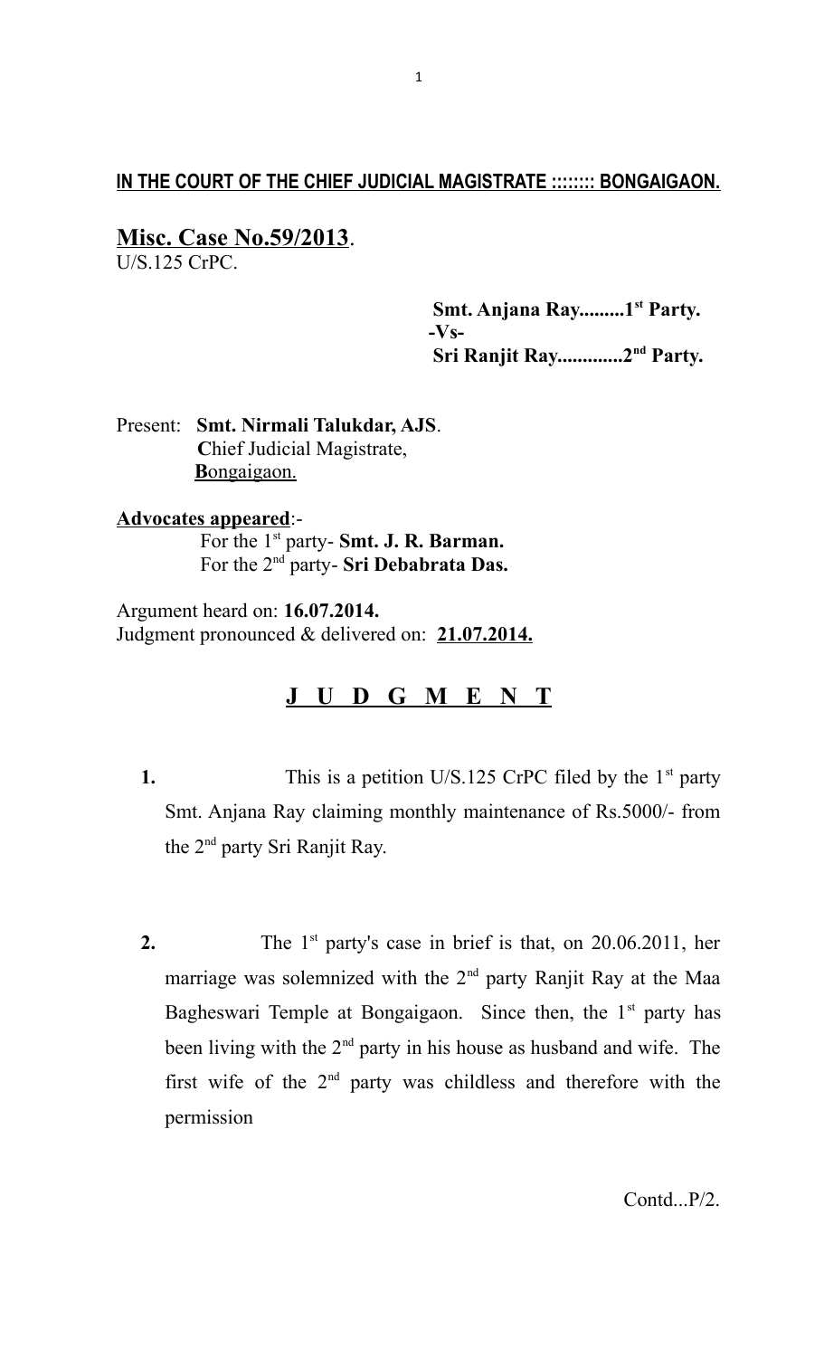**<u>IN THE COURT OF THE CHIEF JUDICIAL MAGISTRATE ::::::: BONGAIGAON.</u>**

**<u>Misc. Case No.59/2013</u>**.
U/S.125 CrPC.

**Smt. Anjana Ray.........1st Party.**
**-Vs-**
**Sri Ranjit Ray.............2nd Party.**

Present: **Smt. Nirmali Talukdar, AJS**.
**C**hief Judicial Magistrate,
**B**ongaigaon.

**<u>Advocates appeared</u>**:-
For the 1st party- **Smt. J. R. Barman.**
For the 2nd party- **Sri Debabrata Das.**

Argument heard on: **16.07.2014.**
Judgment pronounced & delivered on: **<u>21.07.2014.</u>**

## <u>J U D G M E N T</u>

**1.** This is a petition U/S.125 CrPC filed by the 1st party Smt. Anjana Ray claiming monthly maintenance of Rs.5000/- from the 2nd party Sri Ranjit Ray.

**2.** The 1st party's case in brief is that, on 20.06.2011, her marriage was solemnized with the 2nd party Ranjit Ray at the Maa Bagheswari Temple at Bongaigaon. Since then, the 1st party has been living with the 2nd party in his house as husband and wife. The first wife of the 2nd party was childless and therefore with the permission

Contd...P/2.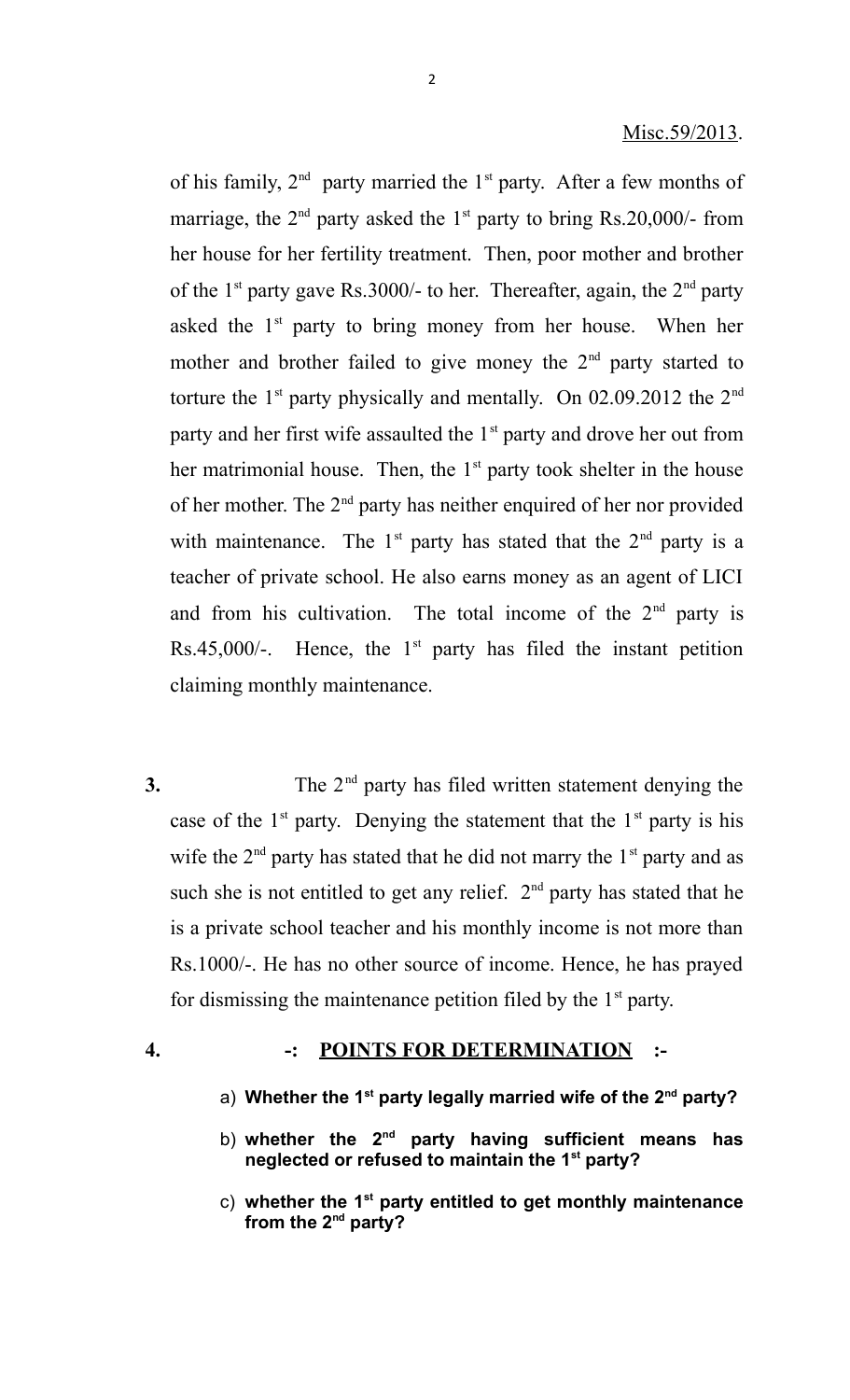of his family, 2nd party married the 1st party. After a few months of marriage, the 2nd party asked the 1st party to bring Rs.20,000/- from her house for her fertility treatment. Then, poor mother and brother of the 1st party gave Rs.3000/- to her. Thereafter, again, the 2nd party asked the 1st party to bring money from her house. When her mother and brother failed to give money the 2nd party started to torture the 1st party physically and mentally. On 02.09.2012 the 2nd party and her first wife assaulted the 1st party and drove her out from her matrimonial house. Then, the 1st party took shelter in the house of her mother. The 2nd party has neither enquired of her nor provided with maintenance. The 1st party has stated that the 2nd party is a teacher of private school. He also earns money as an agent of LICI and from his cultivation. The total income of the 2nd party is Rs.45,000/-. Hence, the 1st party has filed the instant petition claiming monthly maintenance.

**3.** The 2nd party has filed written statement denying the case of the 1st party. Denying the statement that the 1st party is his wife the 2nd party has stated that he did not marry the 1st party and as such she is not entitled to get any relief. 2nd party has stated that he is a private school teacher and his monthly income is not more than Rs.1000/-. He has no other source of income. Hence, he has prayed for dismissing the maintenance petition filed by the 1st party.

**4.** **-: POINTS FOR DETERMINATION :-**

a) **Whether the 1st party legally married wife of the 2nd party?**

b) **whether the 2nd party having sufficient means has neglected or refused to maintain the 1st party?**

c) **whether the 1st party entitled to get monthly maintenance from the 2nd party?**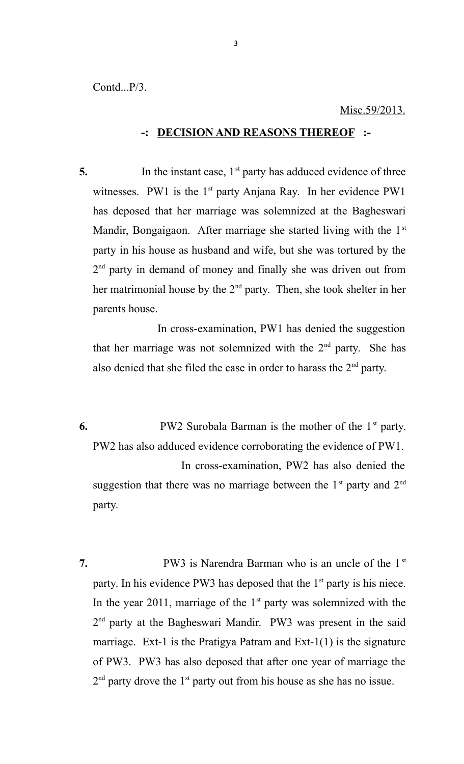Contd...P/3.

Misc.59/2013.

## -: **DECISION AND REASONS THEREOF** :-

**5.** In the instant case, 1st party has adduced evidence of three witnesses. PW1 is the 1st party Anjana Ray. In her evidence PW1 has deposed that her marriage was solemnized at the Bagheswari Mandir, Bongaigaon. After marriage she started living with the 1st party in his house as husband and wife, but she was tortured by the 2nd party in demand of money and finally she was driven out from her matrimonial house by the 2nd party. Then, she took shelter in her parents house.

In cross-examination, PW1 has denied the suggestion that her marriage was not solemnized with the 2nd party. She has also denied that she filed the case in order to harass the 2nd party.

**6.** PW2 Surobala Barman is the mother of the 1st party. PW2 has also adduced evidence corroborating the evidence of PW1.

In cross-examination, PW2 has also denied the suggestion that there was no marriage between the 1st party and 2nd party.

**7.** PW3 is Narendra Barman who is an uncle of the 1st party. In his evidence PW3 has deposed that the 1st party is his niece. In the year 2011, marriage of the 1st party was solemnized with the 2nd party at the Bagheswari Mandir. PW3 was present in the said marriage. Ext-1 is the Pratigya Patram and Ext-1(1) is the signature of PW3. PW3 has also deposed that after one year of marriage the 2nd party drove the 1st party out from his house as she has no issue.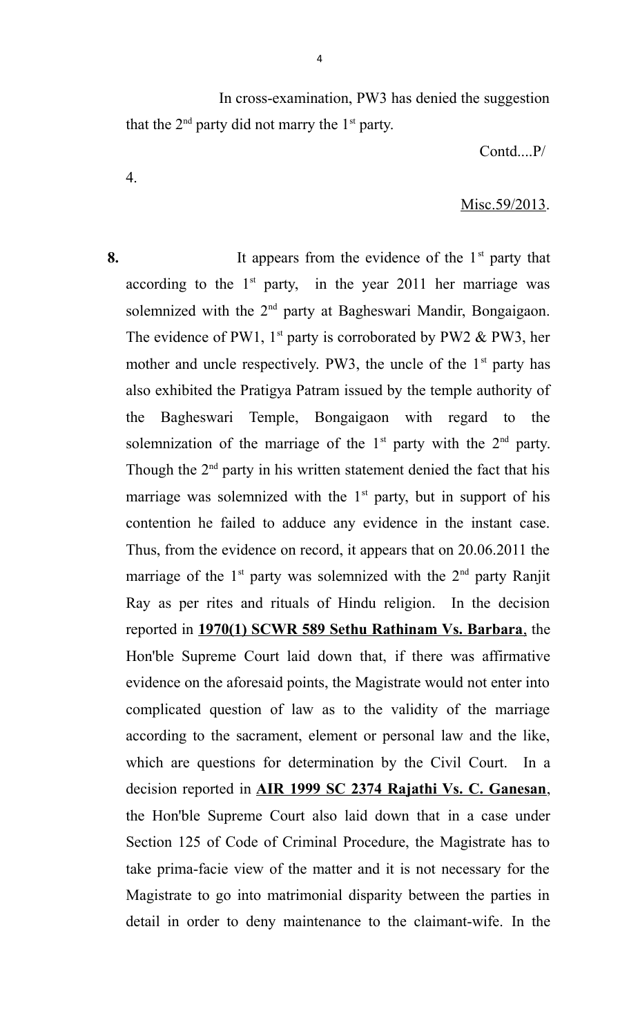In cross-examination, PW3 has denied the suggestion that the 2nd party did not marry the 1st party.

Contd....P/

4.

Misc.59/2013.

**8.** It appears from the evidence of the 1st party that according to the 1st party, in the year 2011 her marriage was solemnized with the 2nd party at Bagheswari Mandir, Bongaigaon. The evidence of PW1, 1st party is corroborated by PW2 & PW3, her mother and uncle respectively. PW3, the uncle of the 1st party has also exhibited the Pratigya Patram issued by the temple authority of the Bagheswari Temple, Bongaigaon with regard to the solemnization of the marriage of the 1st party with the 2nd party. Though the 2nd party in his written statement denied the fact that his marriage was solemnized with the 1st party, but in support of his contention he failed to adduce any evidence in the instant case. Thus, from the evidence on record, it appears that on 20.06.2011 the marriage of the 1st party was solemnized with the 2nd party Ranjit Ray as per rites and rituals of Hindu religion. In the decision reported in **1970(1) SCWR 589 Sethu Rathinam Vs. Barbara**, the Hon'ble Supreme Court laid down that, if there was affirmative evidence on the aforesaid points, the Magistrate would not enter into complicated question of law as to the validity of the marriage according to the sacrament, element or personal law and the like, which are questions for determination by the Civil Court. In a decision reported in **AIR 1999 SC 2374 Rajathi Vs. C. Ganesan**, the Hon'ble Supreme Court also laid down that in a case under Section 125 of Code of Criminal Procedure, the Magistrate has to take prima-facie view of the matter and it is not necessary for the Magistrate to go into matrimonial disparity between the parties in detail in order to deny maintenance to the claimant-wife. In the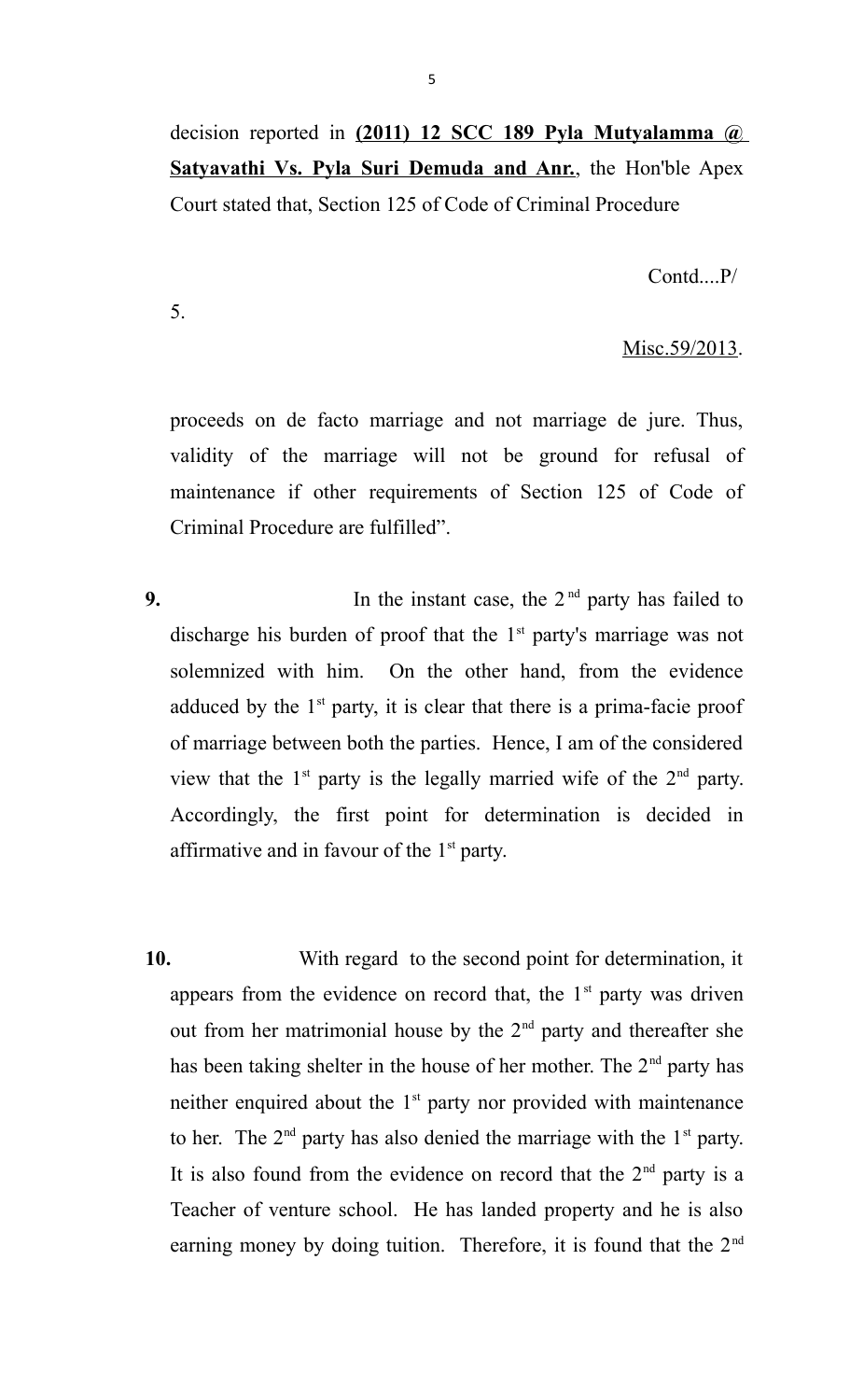decision reported in **(2011) 12 SCC 189 Pyla Mutyalamma @ Satyavathi Vs. Pyla Suri Demuda and Anr.**, the Hon'ble Apex Court stated that, Section 125 of Code of Criminal Procedure

Contd....P/

5.

Misc.59/2013.

proceeds on de facto marriage and not marriage de jure. Thus, validity of the marriage will not be ground for refusal of maintenance if other requirements of Section 125 of Code of Criminal Procedure are fulfilled".

**9.** In the instant case, the 2nd party has failed to discharge his burden of proof that the 1st party's marriage was not solemnized with him. On the other hand, from the evidence adduced by the 1st party, it is clear that there is a prima-facie proof of marriage between both the parties. Hence, I am of the considered view that the 1st party is the legally married wife of the 2nd party. Accordingly, the first point for determination is decided in affirmative and in favour of the 1st party.

**10.** With regard to the second point for determination, it appears from the evidence on record that, the 1st party was driven out from her matrimonial house by the 2nd party and thereafter she has been taking shelter in the house of her mother. The 2nd party has neither enquired about the 1st party nor provided with maintenance to her. The 2nd party has also denied the marriage with the 1st party. It is also found from the evidence on record that the 2nd party is a Teacher of venture school. He has landed property and he is also earning money by doing tuition. Therefore, it is found that the 2nd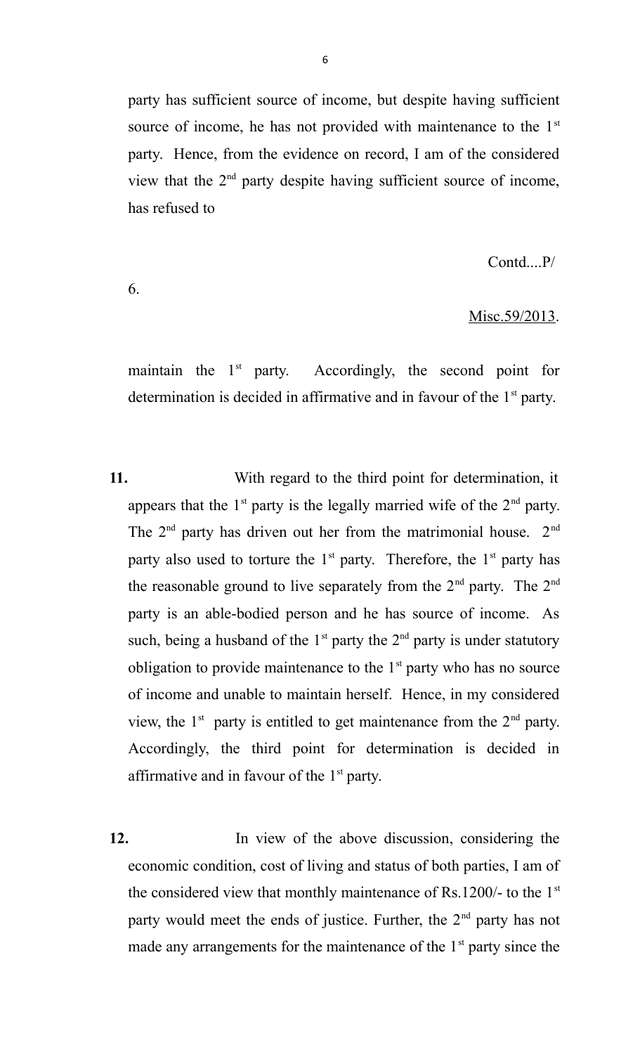party has sufficient source of income, but despite having sufficient source of income, he has not provided with maintenance to the 1st party. Hence, from the evidence on record, I am of the considered view that the 2nd party despite having sufficient source of income, has refused to

Contd....P/

6.

Misc.59/2013.

maintain the 1st party. Accordingly, the second point for determination is decided in affirmative and in favour of the 1st party.

**11.** With regard to the third point for determination, it appears that the 1st party is the legally married wife of the 2nd party. The 2nd party has driven out her from the matrimonial house. 2nd party also used to torture the 1st party. Therefore, the 1st party has the reasonable ground to live separately from the 2nd party. The 2nd party is an able-bodied person and he has source of income. As such, being a husband of the 1st party the 2nd party is under statutory obligation to provide maintenance to the 1st party who has no source of income and unable to maintain herself. Hence, in my considered view, the 1st party is entitled to get maintenance from the 2nd party. Accordingly, the third point for determination is decided in affirmative and in favour of the 1st party.

**12.** In view of the above discussion, considering the economic condition, cost of living and status of both parties, I am of the considered view that monthly maintenance of Rs.1200/- to the 1st party would meet the ends of justice. Further, the 2nd party has not made any arrangements for the maintenance of the 1st party since the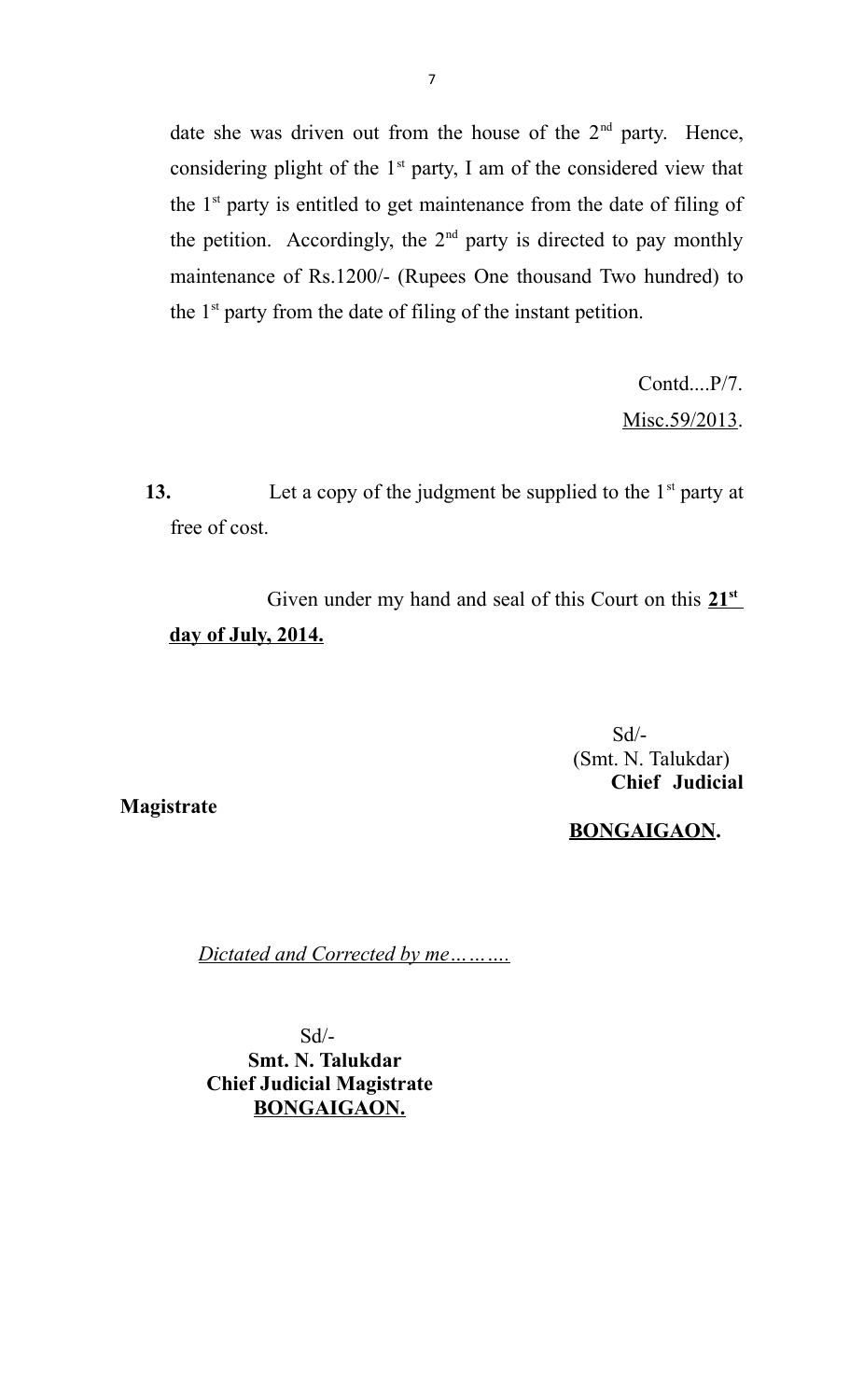date she was driven out from the house of the 2nd party. Hence, considering plight of the 1st party, I am of the considered view that the 1st party is entitled to get maintenance from the date of filing of the petition. Accordingly, the 2nd party is directed to pay monthly maintenance of Rs.1200/- (Rupees One thousand Two hundred) to the 1st party from the date of filing of the instant petition.

Contd....P/7.

Misc.59/2013.

**13.** Let a copy of the judgment be supplied to the 1st party at free of cost.

Given under my hand and seal of this Court on this **21st day of July, 2014.**

Sd/-
(Smt. N. Talukdar)
**Chief Judicial Magistrate**
**BONGAIGAON.**

*Dictated and Corrected by me……….*

Sd/-
**Smt. N. Talukdar**
**Chief Judicial Magistrate**
**BONGAIGAON.**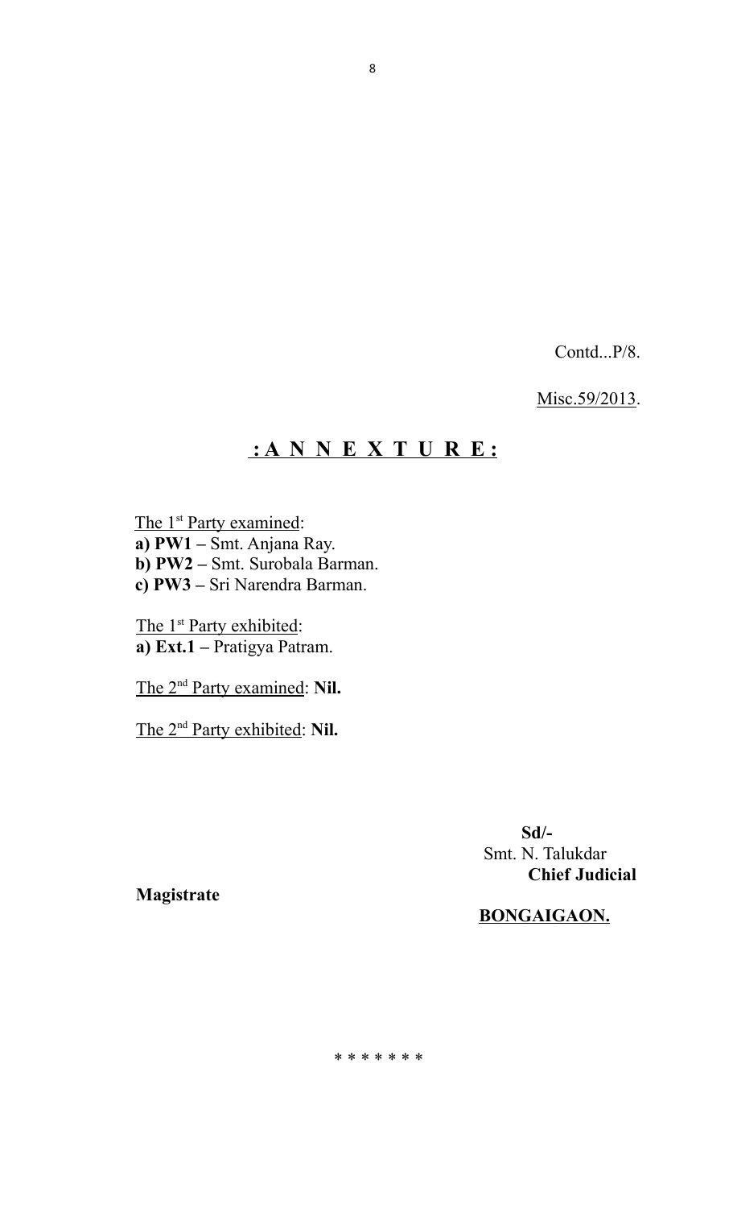Contd...P/8.

Misc.59/2013.

# : A N N E X T U R E :

The 1st Party examined:
**a) PW1 –** Smt. Anjana Ray.
**b) PW2 –** Smt. Surobala Barman.
**c) PW3 –** Sri Narendra Barman.

The 1st Party exhibited:
**a) Ext.1 –** Pratigya Patram.

The 2nd Party examined: **Nil.**

The 2nd Party exhibited: **Nil.**

**Sd/-**
Smt. N. Talukdar
**Chief Judicial Magistrate**
**BONGAIGAON.**

\* \* \* \* \* \* \*